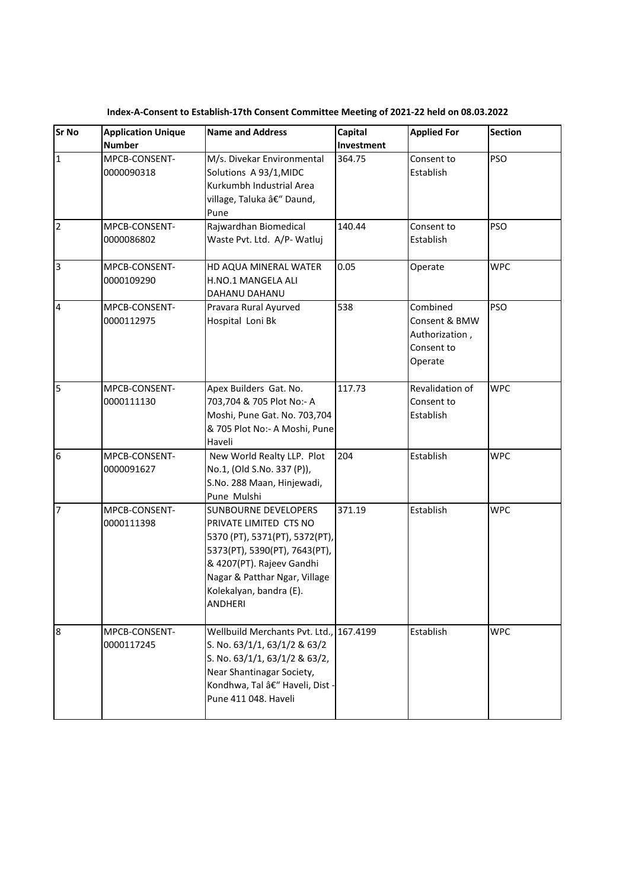**Index-A-Consent to Establish-17th Consent Committee Meeting of 2021-22 held on 08.03.2022**

| Sr No | Application Unique Number | Name and Address | Capital Investment | Applied For | Section |
|---|---|---|---|---|---|
| 1 | MPCB-CONSENT-0000090318 | M/s. Divekar Environmental Solutions A 93/1,MIDC Kurkumbh Industrial Area village, Taluka â€" Daund, Pune | 364.75 | Consent to Establish | PSO |
| 2 | MPCB-CONSENT-0000086802 | Rajwardhan Biomedical Waste Pvt. Ltd. A/P- Watluj | 140.44 | Consent to Establish | PSO |
| 3 | MPCB-CONSENT-0000109290 | HD AQUA MINERAL WATER H.NO.1 MANGELA ALI DAHANU DAHANU | 0.05 | Operate | WPC |
| 4 | MPCB-CONSENT-0000112975 | Pravara Rural Ayurved Hospital Loni Bk | 538 | Combined Consent & BMW Authorization , Consent to Operate | PSO |
| 5 | MPCB-CONSENT-0000111130 | Apex Builders Gat. No. 703,704 & 705 Plot No:- A Moshi, Pune Gat. No. 703,704 & 705 Plot No:- A Moshi, Pune Haveli | 117.73 | Revalidation of Consent to Establish | WPC |
| 6 | MPCB-CONSENT-0000091627 | New World Realty LLP. Plot No.1, (Old S.No. 337 (P)), S.No. 288 Maan, Hinjewadi, Pune Mulshi | 204 | Establish | WPC |
| 7 | MPCB-CONSENT-0000111398 | SUNBOURNE DEVELOPERS PRIVATE LIMITED CTS NO 5370 (PT), 5371(PT), 5372(PT), 5373(PT), 5390(PT), 7643(PT), & 4207(PT). Rajeev Gandhi Nagar & Patthar Ngar, Village Kolekalyan, bandra (E). ANDHERI | 371.19 | Establish | WPC |
| 8 | MPCB-CONSENT-0000117245 | Wellbuild Merchants Pvt. Ltd., S. No. 63/1/1, 63/1/2 & 63/2 S. No. 63/1/1, 63/1/2 & 63/2, Near Shantinagar Society, Kondhwa, Tal â€" Haveli, Dist - Pune 411 048. Haveli | 167.4199 | Establish | WPC |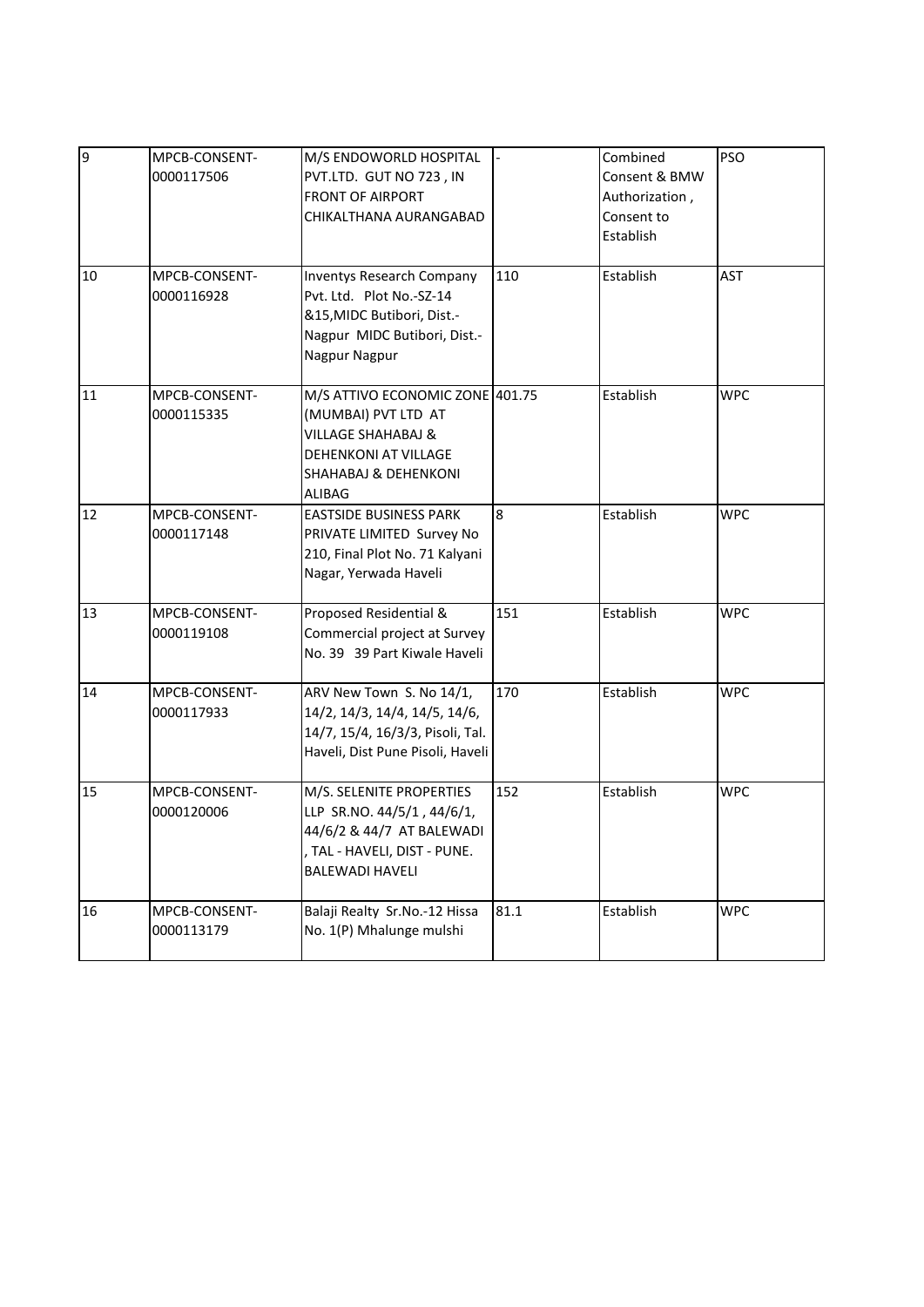| | | | | | |
|---|---|---|---|---|---|
| 9 | MPCB-CONSENT-0000117506 | M/S ENDOWORLD HOSPITAL PVT.LTD. GUT NO 723 , IN FRONT OF AIRPORT CHIKALTHANA AURANGABAD | - | Combined Consent & BMW Authorization , Consent to Establish | PSO |
| 10 | MPCB-CONSENT-0000116928 | Inventys Research Company Pvt. Ltd. Plot No.-SZ-14 &15,MIDC Butibori, Dist.-Nagpur MIDC Butibori, Dist.-Nagpur Nagpur | 110 | Establish | AST |
| 11 | MPCB-CONSENT-0000115335 | M/S ATTIVO ECONOMIC ZONE (MUMBAI) PVT LTD AT VILLAGE SHAHABAJ & DEHENKONI AT VILLAGE SHAHABAJ & DEHENKONI ALIBAG | 401.75 | Establish | WPC |
| 12 | MPCB-CONSENT-0000117148 | EASTSIDE BUSINESS PARK PRIVATE LIMITED Survey No 210, Final Plot No. 71 Kalyani Nagar, Yerwada Haveli | 8 | Establish | WPC |
| 13 | MPCB-CONSENT-0000119108 | Proposed Residential & Commercial project at Survey No. 39 39 Part Kiwale Haveli | 151 | Establish | WPC |
| 14 | MPCB-CONSENT-0000117933 | ARV New Town S. No 14/1, 14/2, 14/3, 14/4, 14/5, 14/6, 14/7, 15/4, 16/3/3, Pisoli, Tal. Haveli, Dist Pune Pisoli, Haveli | 170 | Establish | WPC |
| 15 | MPCB-CONSENT-0000120006 | M/S. SELENITE PROPERTIES LLP SR.NO. 44/5/1 , 44/6/1, 44/6/2 & 44/7 AT BALEWADI , TAL - HAVELI, DIST - PUNE. BALEWADI HAVELI | 152 | Establish | WPC |
| 16 | MPCB-CONSENT-0000113179 | Balaji Realty Sr.No.-12 Hissa No. 1(P) Mhalunge mulshi | 81.1 | Establish | WPC |